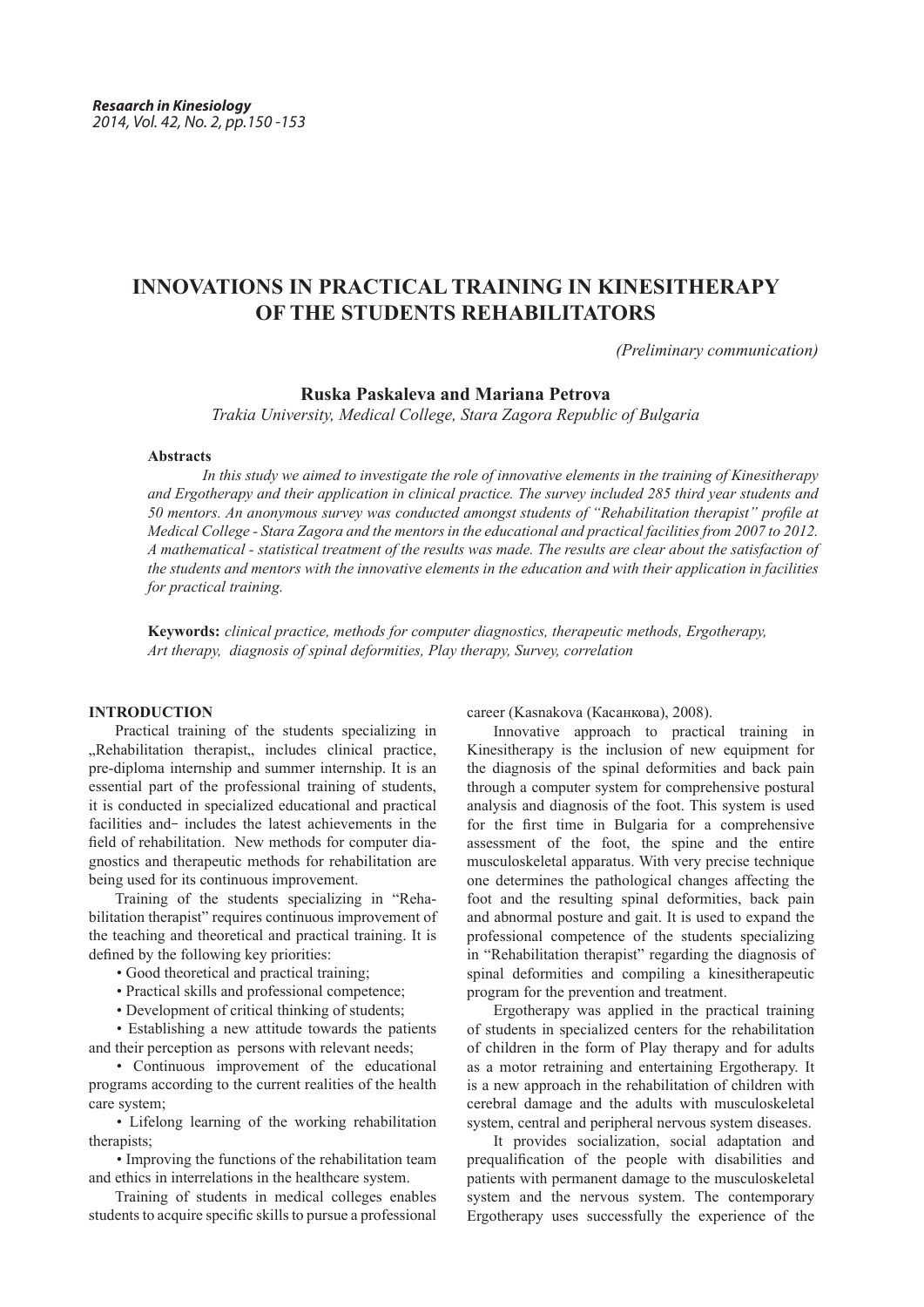# INNOVATIONS IN PRACTICAL TRAINING IN KINESITHERAPY OF THE STUDENTS REHABILITATORS

*(Preliminary communication)*

**Ruska Paskaleva and Mariana Petrova**

*Trakia University, Medical College, Stara Zagora Republic of Bulgaria*

**Abstracts**

*In this study we aimed to investigate the role of innovative elements in the training of Kinesitherapy and Ergotherapy and their application in clinical practice. The survey included 285 third year students and 50 mentors. An anonymous survey was conducted amongst students of "Rehabilitation therapist" profile at Medical College - Stara Zagora and the mentors in the educational and practical facilities from 2007 to 2012. A mathematical - statistical treatment of the results was made. The results are clear about the satisfaction of the students and mentors with the innovative elements in the education and with their application in facilities for practical training.*

**Keywords:** *clinical practice, methods for computer diagnostics, therapeutic methods, Ergotherapy, Art therapy, diagnosis of spinal deformities, Play therapy, Survey, correlation*

## INTRODUCTION

Practical training of the students specializing in „Rehabilitation therapist„ includes clinical practice, pre-diploma internship and summer internship. It is an essential part of the professional training of students, it is conducted in specialized educational and practical facilities and‒ includes the latest achievements in the field of rehabilitation. New methods for computer diagnostics and therapeutic methods for rehabilitation are being used for its continuous improvement.

Training of the students specializing in "Rehabilitation therapist" requires continuous improvement of the teaching and theoretical and practical training. It is defined by the following key priorities:

- Good theoretical and practical training;
- Practical skills and professional competence;
- Development of critical thinking of students;
- Establishing a new attitude towards the patients and their perception as persons with relevant needs;
- Continuous improvement of the educational programs according to the current realities of the health care system;
- Lifelong learning of the working rehabilitation therapists;
- Improving the functions of the rehabilitation team and ethics in interrelations in the healthcare system.

Training of students in medical colleges enables students to acquire specific skills to pursue a professional career (Kasnakova (Касанкова), 2008).

Innovative approach to practical training in Kinesitherapy is the inclusion of new equipment for the diagnosis of the spinal deformities and back pain through a computer system for comprehensive postural analysis and diagnosis of the foot. This system is used for the first time in Bulgaria for a comprehensive assessment of the foot, the spine and the entire musculoskeletal apparatus. With very precise technique one determines the pathological changes affecting the foot and the resulting spinal deformities, back pain and abnormal posture and gait. It is used to expand the professional competence of the students specializing in "Rehabilitation therapist" regarding the diagnosis of spinal deformities and compiling a kinesitherapeutic program for the prevention and treatment.

Ergotherapy was applied in the practical training of students in specialized centers for the rehabilitation of children in the form of Play therapy and for adults as a motor retraining and entertaining Ergotherapy. It is a new approach in the rehabilitation of children with cerebral damage and the adults with musculoskeletal system, central and peripheral nervous system diseases.

It provides socialization, social adaptation and prequalification of the people with disabilities and patients with permanent damage to the musculoskeletal system and the nervous system. The contemporary Ergotherapy uses successfully the experience of the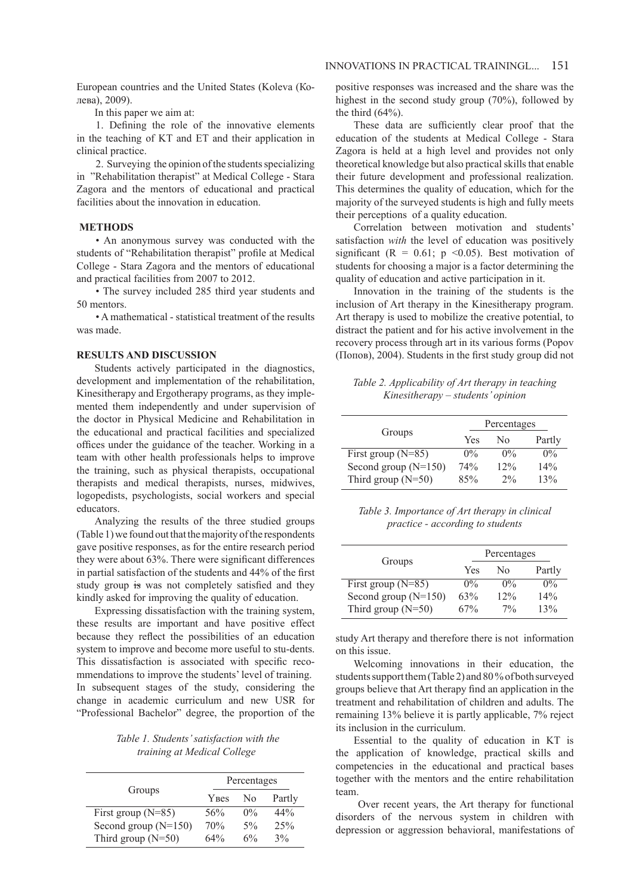European countries and the United States (Koleva (Колева), 2009).

In this paper we aim at:

1. Defining the role of the innovative elements in the teaching of KT and ET and their application in clinical practice.

2. Surveying the opinion of the students specializing in "Rehabilitation therapist" at Medical College - Stara Zagora and the mentors of educational and practical facilities about the innovation in education.

## METHODS

• An anonymous survey was conducted with the students of "Rehabilitation therapist" profile at Medical College - Stara Zagora and the mentors of educational and practical facilities from 2007 to 2012.

• The survey included 285 third year students and 50 mentors.

• A mathematical - statistical treatment of the results was made.

## RESULTS AND DISCUSSION

Students actively participated in the diagnostics, development and implementation of the rehabilitation, Kinesitherapy and Ergotherapy programs, as they implemented them independently and under supervision of the doctor in Physical Medicine and Rehabilitation in the educational and practical facilities and specialized offices under the guidance of the teacher. Working in a team with other health professionals helps to improve the training, such as physical therapists, occupational therapists and medical therapists, nurses, midwives, logopedists, psychologists, social workers and special educators.

Analyzing the results of the three studied groups (Table 1) we found out that the majority of the respondents gave positive responses, as for the entire research period they were about 63%. There were significant differences in partial satisfaction of the students and 44% of the first study group ~~is~~ was not completely satisfied and they kindly asked for improving the quality of education.

Expressing dissatisfaction with the training system, these results are important and have positive effect because they reflect the possibilities of an education system to improve and become more useful to stu-dents. This dissatisfaction is associated with specific reco-mmendations to improve the students' level of training. In subsequent stages of the study, considering the change in academic curriculum and new USR for "Professional Bachelor" degree, the proportion of the positive responses was increased and the share was the highest in the second study group (70%), followed by the third (64%).

*Table 1. Students' satisfaction with the training at Medical College*

| Groups | Percentages | | |
|---|---|---|---|
| | Yвеs | No | Partly |
| First group (N=85) | 56% | 0% | 44% |
| Second group (N=150) | 70% | 5% | 25% |
| Third group (N=50) | 64% | 6% | 3% |

These data are sufficiently clear proof that the education of the students at Medical College - Stara Zagora is held at a high level and provides not only theoretical knowledge but also practical skills that enable their future development and professional realization. This determines the quality of education, which for the majority of the surveyed students is high and fully meets their perceptions of a quality education.

Correlation between motivation and students' satisfaction *with* the level of education was positively significant ($R = 0.61$; $p < 0.05$). Best motivation of students for choosing a major is a factor determining the quality of education and active participation in it.

Innovation in the training of the students is the inclusion of Art therapy in the Kinesitherapy program. Art therapy is used to mobilize the creative potential, to distract the patient and for his active involvement in the recovery process through art in its various forms (Popov (Попов), 2004). Students in the first study group did not study Art therapy and therefore there is not information on this issue.

*Table 2. Applicability of Art therapy in teaching Kinesitherapy – students' opinion*

| Groups | Percentages | | |
|---|---|---|---|
| | Yes | No | Partly |
| First group (N=85) | 0% | 0% | 0% |
| Second group (N=150) | 74% | 12% | 14% |
| Third group (N=50) | 85% | 2% | 13% |

*Table 3. Importance of Art therapy in clinical practice - according to students*

| Groups | Percentages | | |
|---|---|---|---|
| | Yes | No | Partly |
| First group (N=85) | 0% | 0% | 0% |
| Second group (N=150) | 63% | 12% | 14% |
| Third group (N=50) | 67% | 7% | 13% |

Welcoming innovations in their education, the students support them (Table 2) and 80 % of both surveyed groups believe that Art therapy find an application in the treatment and rehabilitation of children and adults. The remaining 13% believe it is partly applicable, 7% reject its inclusion in the curriculum.

Essential to the quality of education in KT is the application of knowledge, practical skills and competencies in the educational and practical bases together with the mentors and the entire rehabilitation team.

Over recent years, the Art therapy for functional disorders of the nervous system in children with depression or aggression behavioral, manifestations of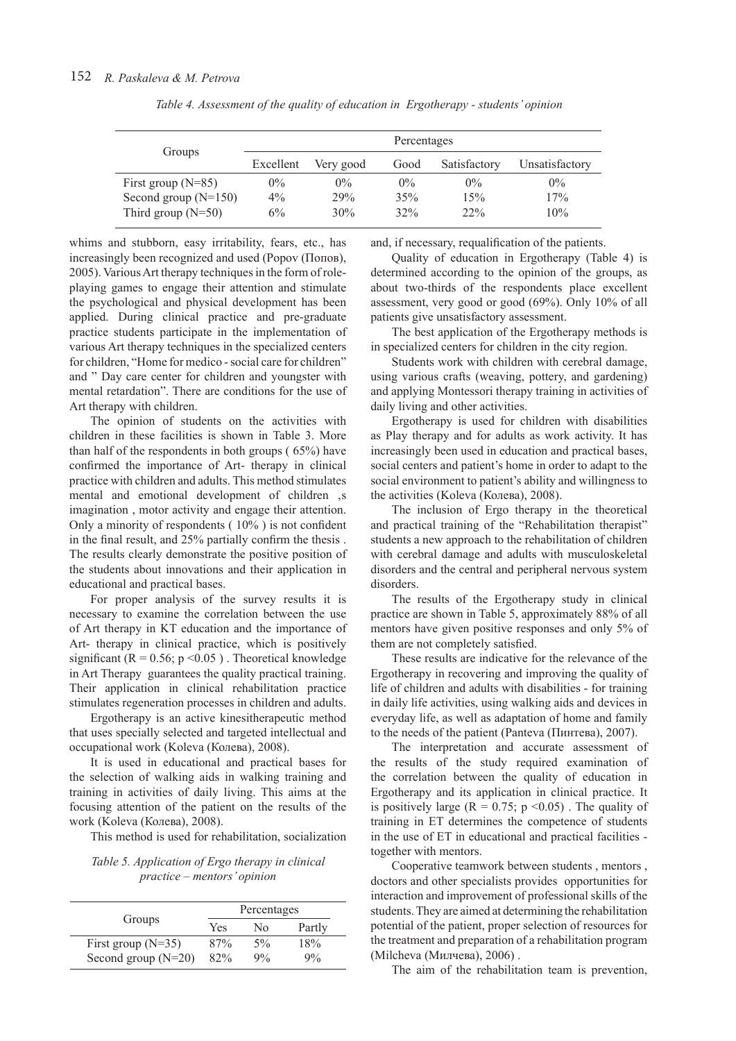*Table 4. Assessment of the quality of education in Ergotherapy - students' opinion*

| Groups | Percentages | | | | |
|---|---|---|---|---|---|
| | Excellent | Very good | Good | Satisfactory | Unsatisfactory |
| First group (N=85) | 0% | 0% | 0% | 0% | 0% |
| Second group (N=150) | 4% | 29% | 35% | 15% | 17% |
| Third group (N=50) | 6% | 30% | 32% | 22% | 10% |

whims and stubborn, easy irritability, fears, etc., has increasingly been recognized and used (Popov (Попов), 2005). Various Art therapy techniques in the form of role-playing games to engage their attention and stimulate the psychological and physical development has been applied. During clinical practice and pre-graduate practice students participate in the implementation of various Art therapy techniques in the specialized centers for children, "Home for medico - social care for children" and " Day care center for children and youngster with mental retardation". There are conditions for the use of Art therapy with children.

The opinion of students on the activities with children in these facilities is shown in Table 3. More than half of the respondents in both groups ( 65%) have confirmed the importance of Art- therapy in clinical practice with children and adults. This method stimulates mental and emotional development of children ,s imagination , motor activity and engage their attention. Only a minority of respondents ( 10% ) is not confident in the final result, and 25% partially confirm the thesis . The results clearly demonstrate the positive position of the students about innovations and their application in educational and practical bases.

For proper analysis of the survey results it is necessary to examine the correlation between the use of Art therapy in KT education and the importance of Art- therapy in clinical practice, which is positively significant ($R = 0.56$; $p < 0.05$ ) . Theoretical knowledge in Art Therapy guarantees the quality practical training. Their application in clinical rehabilitation practice stimulates regeneration processes in children and adults.

Ergotherapy is an active kinesitherapeutic method that uses specially selected and targeted intellectual and occupational work (Koleva (Колева), 2008).

It is used in educational and practical bases for the selection of walking aids in walking training and training in activities of daily living. This aims at the focusing attention of the patient on the results of the work (Koleva (Колева), 2008).

This method is used for rehabilitation, socialization and, if necessary, requalification of the patients.

Quality of education in Ergotherapy (Table 4) is determined according to the opinion of the groups, as about two-thirds of the respondents place excellent assessment, very good or good (69%). Only 10% of all patients give unsatisfactory assessment.

The best application of the Ergotherapy methods is in specialized centers for children in the city region.

Students work with children with cerebral damage, using various crafts (weaving, pottery, and gardening) and applying Montessori therapy training in activities of daily living and other activities.

Ergotherapy is used for children with disabilities as Play therapy and for adults as work activity. It has increasingly been used in education and practical bases, social centers and patient's home in order to adapt to the social environment to patient's ability and willingness to the activities (Koleva (Колева), 2008).

The inclusion of Ergo therapy in the theoretical and practical training of the "Rehabilitation therapist" students a new approach to the rehabilitation of children with cerebral damage and adults with musculoskeletal disorders and the central and peripheral nervous system disorders.

The results of the Ergotherapy study in clinical practice are shown in Table 5, approximately 88% of all mentors have given positive responses and only 5% of them are not completely satisfied.

*Table 5. Application of Ergo therapy in clinical practice – mentors' opinion*

| Groups | Percentages | | |
|---|---|---|---|
| | Yes | No | Partly |
| First group (N=35) | 87% | 5% | 18% |
| Second group (N=20) | 82% | 9% | 9% |

These results are indicative for the relevance of the Ergotherapy in recovering and improving the quality of life of children and adults with disabilities - for training in daily life activities, using walking aids and devices in everyday life, as well as adaptation of home and family to the needs of the patient (Panteva (Пинтева), 2007).

The interpretation and accurate assessment of the results of the study required examination of the correlation between the quality of education in Ergotherapy and its application in clinical practice. It is positively large ($R = 0.75$; $p < 0.05$) . The quality of training in ET determines the competence of students in the use of ET in educational and practical facilities - together with mentors.

Cooperative teamwork between students , mentors , doctors and other specialists provides opportunities for interaction and improvement of professional skills of the students. They are aimed at determining the rehabilitation potential of the patient, proper selection of resources for the treatment and preparation of a rehabilitation program (Milcheva (Милчева), 2006) .

The aim of the rehabilitation team is prevention,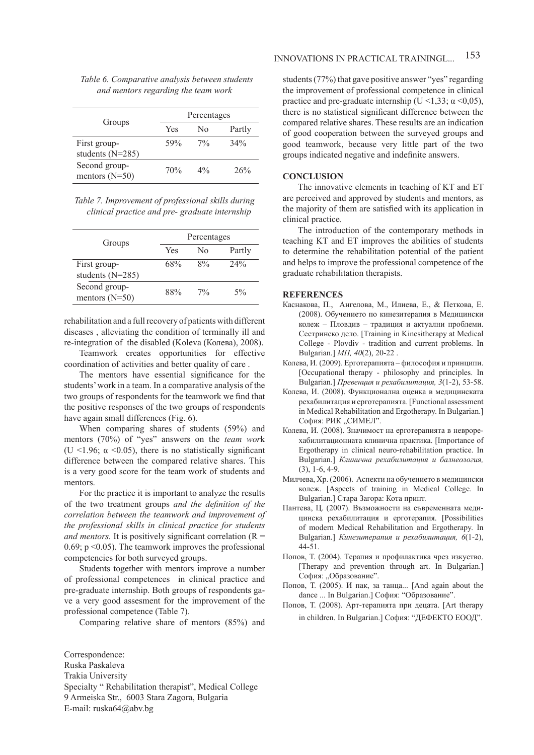*Table 6. Comparative analysis between students and mentors regarding the team work*

| Groups | Percentages | | |
|---|---|---|---|
| | Yes | No | Partly |
| First group- students (N=285) | 59% | 7% | 34% |
| Second group- mentors (N=50) | 70% | 4% | 26% |

*Table 7. Improvement of professional skills during clinical practice and pre- graduate internship*

| Groups | Percentages | | |
|---|---|---|---|
| | Yes | No | Partly |
| First group- students (N=285) | 68% | 8% | 24% |
| Second group- mentors (N=50) | 88% | 7% | 5% |

rehabilitation and a full recovery of patients with different diseases , alleviating the condition of terminally ill and re-integration of the disabled (Koleva (Колева), 2008).

Teamwork creates opportunities for effective coordination of activities and better quality of care .

The mentors have essential significance for the students' work in a team. In a comparative analysis of the two groups of respondents for the teamwork we find that the positive responses of the two groups of respondents have again small differences (Fig. 6).

When comparing shares of students (59%) and mentors (70%) of "yes" answers on the *team wor*k ($U < 1.96$; $\alpha < 0.05$), there is no statistically significant difference between the compared relative shares. This is a very good score for the team work of students and mentors.

For the practice it is important to analyze the results of the two treatment groups *and the definition of the correlation between the teamwork and improvement of the professional skills in clinical practice for students and mentors.* It is positively significant correlation ($R = 0.69$; $p < 0.05$). The teamwork improves the professional competencies for both surveyed groups.

Students together with mentors improve a number of professional competences in clinical practice and pre-graduate internship. Both groups of respondents gave a very good assessment for the improvement of the professional competence (Table 7).

Comparing relative share of mentors (85%) and students (77%) that gave positive answer "yes" regarding the improvement of professional competence in clinical practice and pre-graduate internship ($U < 1,33$; $\alpha < 0,05$), there is no statistical significant difference between the compared relative shares. These results are an indication of good cooperation between the surveyed groups and good teamwork, because very little part of the two groups indicated negative and indefinite answers.

## CONCLUSION

The innovative elements in teaching of KT and ET are perceived and approved by students and mentors, as the majority of them are satisfied with its application in clinical practice.

The introduction of the contemporary methods in teaching KT and ET improves the abilities of students to determine the rehabilitation potential of the patient and helps to improve the professional competence of the graduate rehabilitation therapists.

## REFERENCES

Каснакова, П., Ангелова, М., Илиева, Е., & Петкова, Е. (2008). Обучението по кинезитерапия в Медицински колеж – Пловдив – традиция и актуални проблеми. Сестринско дело. [Training in Kinesitherapy at Medical College - Plovdiv - tradition and current problems. In Bulgarian.] *МП, 40*(2), 20-22 .

Колева, И. (2009). Ерготерапията – философия и принципи. [Occupational therapy - philosophy and principles. In Bulgarian.] *Превенция и рехабилитация, 3*(1-2), 53-58.

Колева, И. (2008). Функционална оценка в медицинската рехабилитация и ерготерапията. [Functional assessment in Medical Rehabilitation and Ergotherapy. In Bulgarian.] София: РИК „СИМЕЛ".

Колева, И. (2008). Значимост на ерготерапията в невро-рехабилитационната клинична практика. [Importance of Ergotherapy in clinical neuro-rehabilitation practice. In Bulgarian.] *Клинична рехабилитация и балнеология,* (3), 1-6, 4-9.

Милчева, Хр. (2006). Аспекти на обучението в медицински колеж. [Aspects of training in Medical College. In Bulgarian.] Стара Загора: Кота принт.

Пантева, Ц. (2007). Възможности на съвременната медицинска рехабилитация и ерготерапия. [Possibilities of modern Medical Rehabilitation and Ergotherapy. In Bulgarian.] *Кинезитерапия и рехабилитация, 6*(1-2), 44-51.

Попов, Т. (2004). Терапия и профилактика чрез изкуство. [Therapy and prevention through art. In Bulgarian.] София: „Образование".

Попов, Т. (2005). И пак, за танца... [And again about the dance ... In Bulgarian.] София: "Образование".

Попов, Т. (2008). Арт-терапията при децата. [Art therapy in children. In Bulgarian.] София: "ДЕФЕКТО ЕООД".

Correspondence:
Ruska Paskaleva
Trakia University
Specialty " Rehabilitation therapist", Medical College
9 Armeiska Str., 6003 Stara Zagora, Bulgaria
E-mail: ruska64@abv.bg